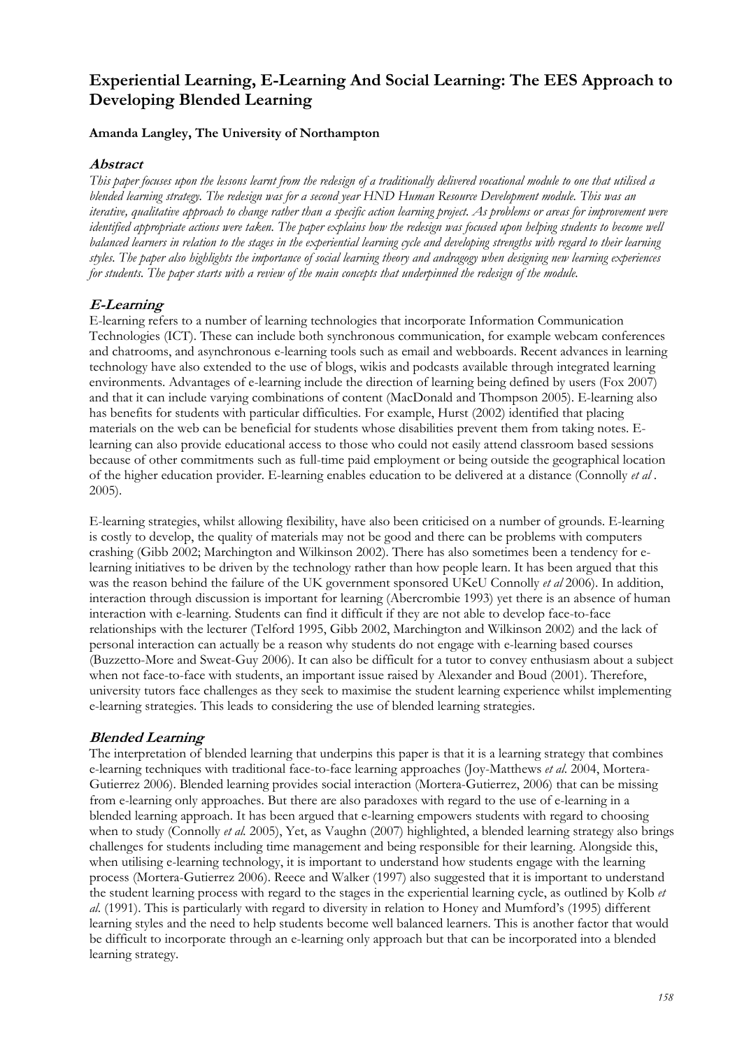# Experiential Learning, E-Learning And Social Learning: The EES Approach to Developing Blended Learning

**Amanda Langley, The University of Northampton**

## Abstract

*This paper focuses upon the lessons learnt from the redesign of a traditionally delivered vocational module to one that utilised a blended learning strategy. The redesign was for a second year HND Human Resource Development module. This was an iterative, qualitative approach to change rather than a specific action learning project. As problems or areas for improvement were identified appropriate actions were taken. The paper explains how the redesign was focused upon helping students to become well balanced learners in relation to the stages in the experiential learning cycle and developing strengths with regard to their learning styles. The paper also highlights the importance of social learning theory and andragogy when designing new learning experiences for students. The paper starts with a review of the main concepts that underpinned the redesign of the module.*

## E-Learning

E-learning refers to a number of learning technologies that incorporate Information Communication Technologies (ICT). These can include both synchronous communication, for example webcam conferences and chatrooms, and asynchronous e-learning tools such as email and webboards. Recent advances in learning technology have also extended to the use of blogs, wikis and podcasts available through integrated learning environments. Advantages of e-learning include the direction of learning being defined by users (Fox 2007) and that it can include varying combinations of content (MacDonald and Thompson 2005). E-learning also has benefits for students with particular difficulties. For example, Hurst (2002) identified that placing materials on the web can be beneficial for students whose disabilities prevent them from taking notes. E-learning can also provide educational access to those who could not easily attend classroom based sessions because of other commitments such as full-time paid employment or being outside the geographical location of the higher education provider. E-learning enables education to be delivered at a distance (Connolly *et al* . 2005).

E-learning strategies, whilst allowing flexibility, have also been criticised on a number of grounds. E-learning is costly to develop, the quality of materials may not be good and there can be problems with computers crashing (Gibb 2002; Marchington and Wilkinson 2002). There has also sometimes been a tendency for e-learning initiatives to be driven by the technology rather than how people learn. It has been argued that this was the reason behind the failure of the UK government sponsored UKeU Connolly *et al* 2006). In addition, interaction through discussion is important for learning (Abercrombie 1993) yet there is an absence of human interaction with e-learning. Students can find it difficult if they are not able to develop face-to-face relationships with the lecturer (Telford 1995, Gibb 2002, Marchington and Wilkinson 2002) and the lack of personal interaction can actually be a reason why students do not engage with e-learning based courses (Buzzetto-More and Sweat-Guy 2006). It can also be difficult for a tutor to convey enthusiasm about a subject when not face-to-face with students, an important issue raised by Alexander and Boud (2001). Therefore, university tutors face challenges as they seek to maximise the student learning experience whilst implementing e-learning strategies. This leads to considering the use of blended learning strategies.

## Blended Learning

The interpretation of blended learning that underpins this paper is that it is a learning strategy that combines e-learning techniques with traditional face-to-face learning approaches (Joy-Matthews *et al.* 2004, Mortera-Gutierrez 2006). Blended learning provides social interaction (Mortera-Gutierrez, 2006) that can be missing from e-learning only approaches. But there are also paradoxes with regard to the use of e-learning in a blended learning approach. It has been argued that e-learning empowers students with regard to choosing when to study (Connolly *et al.* 2005), Yet, as Vaughn (2007) highlighted, a blended learning strategy also brings challenges for students including time management and being responsible for their learning. Alongside this, when utilising e-learning technology, it is important to understand how students engage with the learning process (Mortera-Gutierrez 2006). Reece and Walker (1997) also suggested that it is important to understand the student learning process with regard to the stages in the experiential learning cycle, as outlined by Kolb *et al.* (1991). This is particularly with regard to diversity in relation to Honey and Mumford's (1995) different learning styles and the need to help students become well balanced learners. This is another factor that would be difficult to incorporate through an e-learning only approach but that can be incorporated into a blended learning strategy.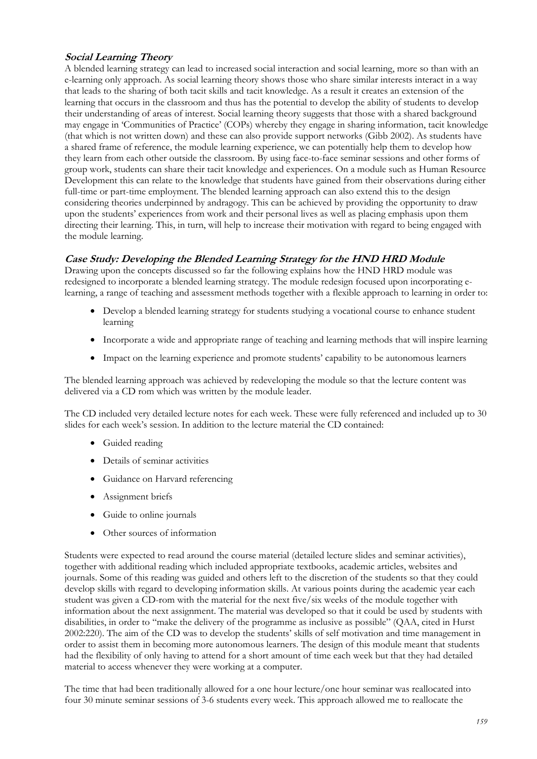### *Social Learning Theory*

A blended learning strategy can lead to increased social interaction and social learning, more so than with an e-learning only approach. As social learning theory shows those who share similar interests interact in a way that leads to the sharing of both tacit skills and tacit knowledge. As a result it creates an extension of the learning that occurs in the classroom and thus has the potential to develop the ability of students to develop their understanding of areas of interest. Social learning theory suggests that those with a shared background may engage in 'Communities of Practice' (COPs) whereby they engage in sharing information, tacit knowledge (that which is not written down) and these can also provide support networks (Gibb 2002). As students have a shared frame of reference, the module learning experience, we can potentially help them to develop how they learn from each other outside the classroom. By using face-to-face seminar sessions and other forms of group work, students can share their tacit knowledge and experiences. On a module such as Human Resource Development this can relate to the knowledge that students have gained from their observations during either full-time or part-time employment. The blended learning approach can also extend this to the design considering theories underpinned by andragogy. This can be achieved by providing the opportunity to draw upon the students' experiences from work and their personal lives as well as placing emphasis upon them directing their learning. This, in turn, will help to increase their motivation with regard to being engaged with the module learning.

### *Case Study: Developing the Blended Learning Strategy for the HND HRD Module*

Drawing upon the concepts discussed so far the following explains how the HND HRD module was redesigned to incorporate a blended learning strategy. The module redesign focused upon incorporating e-learning, a range of teaching and assessment methods together with a flexible approach to learning in order to:

- Develop a blended learning strategy for students studying a vocational course to enhance student learning
- Incorporate a wide and appropriate range of teaching and learning methods that will inspire learning
- Impact on the learning experience and promote students' capability to be autonomous learners

The blended learning approach was achieved by redeveloping the module so that the lecture content was delivered via a CD rom which was written by the module leader.

The CD included very detailed lecture notes for each week. These were fully referenced and included up to 30 slides for each week's session. In addition to the lecture material the CD contained:

- Guided reading
- Details of seminar activities
- Guidance on Harvard referencing
- Assignment briefs
- Guide to online journals
- Other sources of information

Students were expected to read around the course material (detailed lecture slides and seminar activities), together with additional reading which included appropriate textbooks, academic articles, websites and journals. Some of this reading was guided and others left to the discretion of the students so that they could develop skills with regard to developing information skills. At various points during the academic year each student was given a CD-rom with the material for the next five/six weeks of the module together with information about the next assignment. The material was developed so that it could be used by students with disabilities, in order to "make the delivery of the programme as inclusive as possible" (QAA, cited in Hurst 2002:220). The aim of the CD was to develop the students' skills of self motivation and time management in order to assist them in becoming more autonomous learners. The design of this module meant that students had the flexibility of only having to attend for a short amount of time each week but that they had detailed material to access whenever they were working at a computer.

The time that had been traditionally allowed for a one hour lecture/one hour seminar was reallocated into four 30 minute seminar sessions of 3-6 students every week. This approach allowed me to reallocate the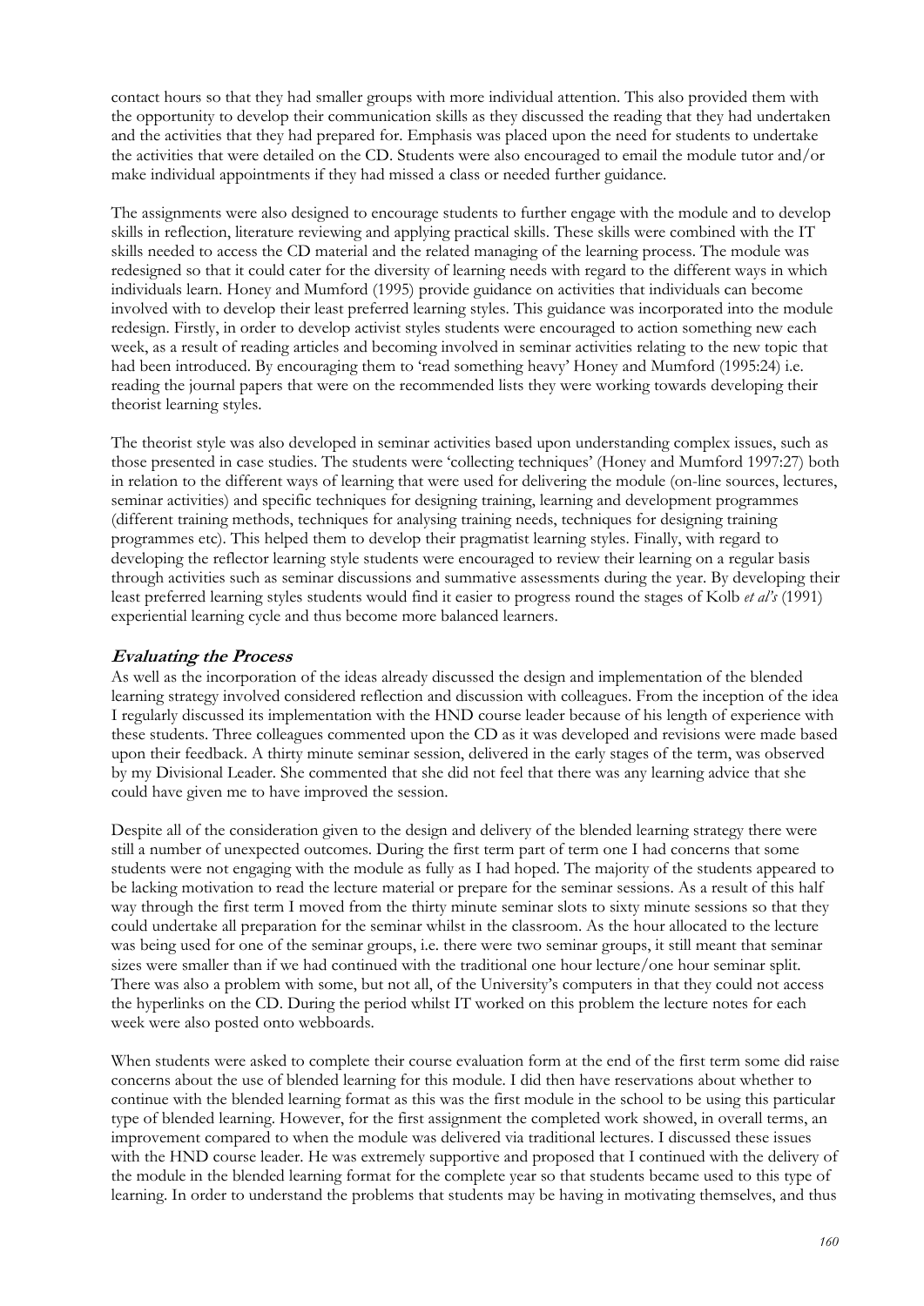contact hours so that they had smaller groups with more individual attention. This also provided them with the opportunity to develop their communication skills as they discussed the reading that they had undertaken and the activities that they had prepared for. Emphasis was placed upon the need for students to undertake the activities that were detailed on the CD. Students were also encouraged to email the module tutor and/or make individual appointments if they had missed a class or needed further guidance.

The assignments were also designed to encourage students to further engage with the module and to develop skills in reflection, literature reviewing and applying practical skills. These skills were combined with the IT skills needed to access the CD material and the related managing of the learning process. The module was redesigned so that it could cater for the diversity of learning needs with regard to the different ways in which individuals learn. Honey and Mumford (1995) provide guidance on activities that individuals can become involved with to develop their least preferred learning styles. This guidance was incorporated into the module redesign. Firstly, in order to develop activist styles students were encouraged to action something new each week, as a result of reading articles and becoming involved in seminar activities relating to the new topic that had been introduced. By encouraging them to 'read something heavy' Honey and Mumford (1995:24) i.e. reading the journal papers that were on the recommended lists they were working towards developing their theorist learning styles.

The theorist style was also developed in seminar activities based upon understanding complex issues, such as those presented in case studies. The students were 'collecting techniques' (Honey and Mumford 1997:27) both in relation to the different ways of learning that were used for delivering the module (on-line sources, lectures, seminar activities) and specific techniques for designing training, learning and development programmes (different training methods, techniques for analysing training needs, techniques for designing training programmes etc). This helped them to develop their pragmatist learning styles. Finally, with regard to developing the reflector learning style students were encouraged to review their learning on a regular basis through activities such as seminar discussions and summative assessments during the year. By developing their least preferred learning styles students would find it easier to progress round the stages of Kolb *et al's* (1991) experiential learning cycle and thus become more balanced learners.

## *Evaluating the Process*

As well as the incorporation of the ideas already discussed the design and implementation of the blended learning strategy involved considered reflection and discussion with colleagues. From the inception of the idea I regularly discussed its implementation with the HND course leader because of his length of experience with these students. Three colleagues commented upon the CD as it was developed and revisions were made based upon their feedback. A thirty minute seminar session, delivered in the early stages of the term, was observed by my Divisional Leader. She commented that she did not feel that there was any learning advice that she could have given me to have improved the session.

Despite all of the consideration given to the design and delivery of the blended learning strategy there were still a number of unexpected outcomes. During the first term part of term one I had concerns that some students were not engaging with the module as fully as I had hoped. The majority of the students appeared to be lacking motivation to read the lecture material or prepare for the seminar sessions. As a result of this half way through the first term I moved from the thirty minute seminar slots to sixty minute sessions so that they could undertake all preparation for the seminar whilst in the classroom. As the hour allocated to the lecture was being used for one of the seminar groups, i.e. there were two seminar groups, it still meant that seminar sizes were smaller than if we had continued with the traditional one hour lecture/one hour seminar split. There was also a problem with some, but not all, of the University's computers in that they could not access the hyperlinks on the CD. During the period whilst IT worked on this problem the lecture notes for each week were also posted onto webboards.

When students were asked to complete their course evaluation form at the end of the first term some did raise concerns about the use of blended learning for this module. I did then have reservations about whether to continue with the blended learning format as this was the first module in the school to be using this particular type of blended learning. However, for the first assignment the completed work showed, in overall terms, an improvement compared to when the module was delivered via traditional lectures. I discussed these issues with the HND course leader. He was extremely supportive and proposed that I continued with the delivery of the module in the blended learning format for the complete year so that students became used to this type of learning. In order to understand the problems that students may be having in motivating themselves, and thus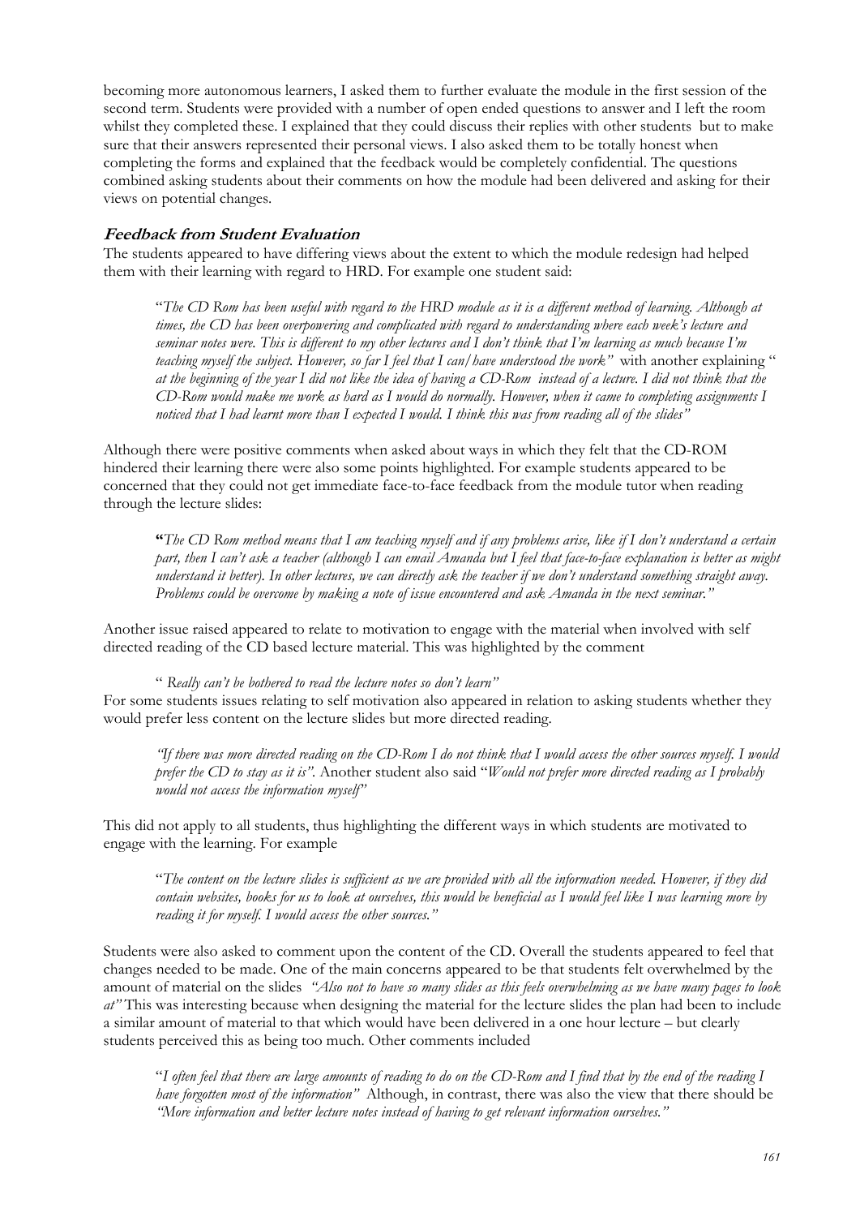becoming more autonomous learners, I asked them to further evaluate the module in the first session of the second term. Students were provided with a number of open ended questions to answer and I left the room whilst they completed these. I explained that they could discuss their replies with other students but to make sure that their answers represented their personal views. I also asked them to be totally honest when completing the forms and explained that the feedback would be completely confidential. The questions combined asking students about their comments on how the module had been delivered and asking for their views on potential changes.

### Feedback from Student Evaluation

The students appeared to have differing views about the extent to which the module redesign had helped them with their learning with regard to HRD. For example one student said:

> "*The CD Rom has been useful with regard to the HRD module as it is a different method of learning. Although at times, the CD has been overpowering and complicated with regard to understanding where each week's lecture and seminar notes were. This is different to my other lectures and I don't think that I'm learning as much because I'm teaching myself the subject. However, so far I feel that I can/have understood the work"* with another explaining "*at the beginning of the year I did not like the idea of having a CD-Rom instead of a lecture. I did not think that the CD-Rom would make me work as hard as I would do normally. However, when it came to completing assignments I noticed that I had learnt more than I expected I would. I think this was from reading all of the slides"*

Although there were positive comments when asked about ways in which they felt that the CD-ROM hindered their learning there were also some points highlighted. For example students appeared to be concerned that they could not get immediate face-to-face feedback from the module tutor when reading through the lecture slides:

> **"***The CD Rom method means that I am teaching myself and if any problems arise, like if I don't understand a certain part, then I can't ask a teacher (although I can email Amanda but I feel that face-to-face explanation is better as might understand it better). In other lectures, we can directly ask the teacher if we don't understand something straight away. Problems could be overcome by making a note of issue encountered and ask Amanda in the next seminar."*

Another issue raised appeared to relate to motivation to engage with the material when involved with self directed reading of the CD based lecture material. This was highlighted by the comment

> " *Really can't be bothered to read the lecture notes so don't learn"*

For some students issues relating to self motivation also appeared in relation to asking students whether they would prefer less content on the lecture slides but more directed reading.

> *"If there was more directed reading on the CD-Rom I do not think that I would access the other sources myself. I would prefer the CD to stay as it is".* Another student also said "*Would not prefer more directed reading as I probably would not access the information myself"*

This did not apply to all students, thus highlighting the different ways in which students are motivated to engage with the learning. For example

> "*The content on the lecture slides is sufficient as we are provided with all the information needed. However, if they did contain websites, books for us to look at ourselves, this would be beneficial as I would feel like I was learning more by reading it for myself. I would access the other sources."*

Students were also asked to comment upon the content of the CD. Overall the students appeared to feel that changes needed to be made. One of the main concerns appeared to be that students felt overwhelmed by the amount of material on the slides *"Also not to have so many slides as this feels overwhelming as we have many pages to look at"* This was interesting because when designing the material for the lecture slides the plan had been to include a similar amount of material to that which would have been delivered in a one hour lecture – but clearly students perceived this as being too much. Other comments included

> "*I often feel that there are large amounts of reading to do on the CD-Rom and I find that by the end of the reading I have forgotten most of the information"* Although, in contrast, there was also the view that there should be *"More information and better lecture notes instead of having to get relevant information ourselves."*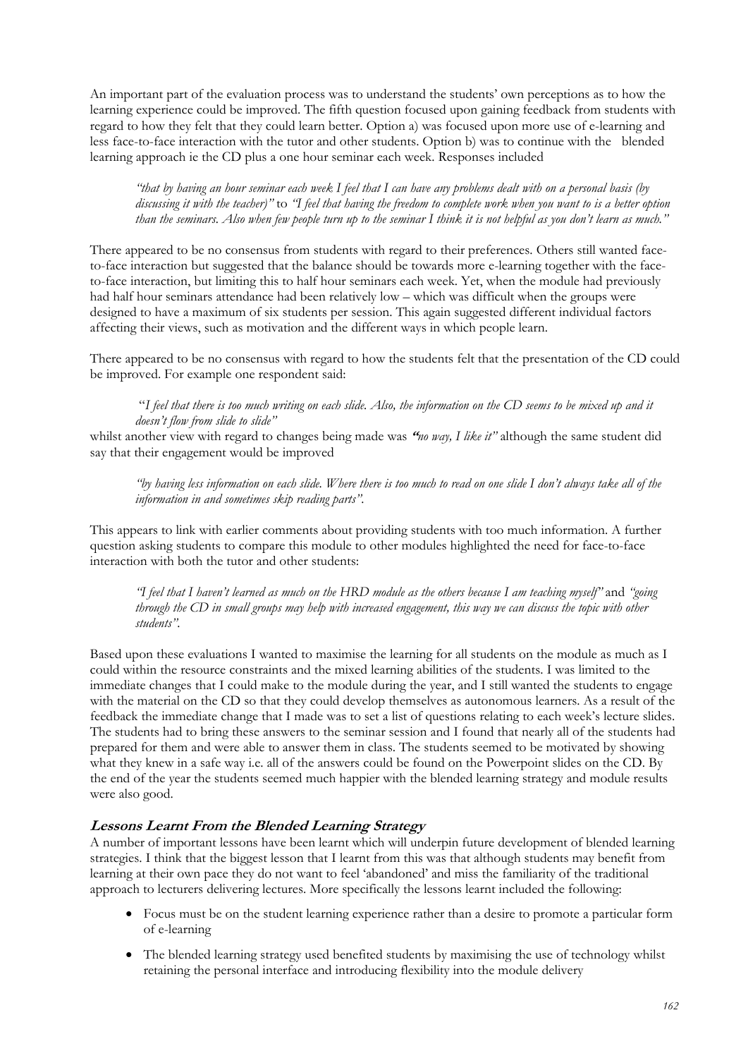An important part of the evaluation process was to understand the students' own perceptions as to how the learning experience could be improved. The fifth question focused upon gaining feedback from students with regard to how they felt that they could learn better. Option a) was focused upon more use of e-learning and less face-to-face interaction with the tutor and other students. Option b) was to continue with the blended learning approach ie the CD plus a one hour seminar each week. Responses included

> *"that by having an hour seminar each week I feel that I can have any problems dealt with on a personal basis (by discussing it with the teacher)"* to *"I feel that having the freedom to complete work when you want to is a better option than the seminars. Also when few people turn up to the seminar I think it is not helpful as you don't learn as much."*

There appeared to be no consensus from students with regard to their preferences. Others still wanted face-to-face interaction but suggested that the balance should be towards more e-learning together with the face-to-face interaction, but limiting this to half hour seminars each week. Yet, when the module had previously had half hour seminars attendance had been relatively low – which was difficult when the groups were designed to have a maximum of six students per session. This again suggested different individual factors affecting their views, such as motivation and the different ways in which people learn.

There appeared to be no consensus with regard to how the students felt that the presentation of the CD could be improved. For example one respondent said:

> *"I feel that there is too much writing on each slide. Also, the information on the CD seems to be mixed up and it doesn't flow from slide to slide"*

whilst another view with regard to changes being made was ***"****no way, I like it"* although the same student did say that their engagement would be improved

> *"by having less information on each slide. Where there is too much to read on one slide I don't always take all of the information in and sometimes skip reading parts".*

This appears to link with earlier comments about providing students with too much information. A further question asking students to compare this module to other modules highlighted the need for face-to-face interaction with both the tutor and other students:

> *"I feel that I haven't learned as much on the HRD module as the others because I am teaching myself"* and *"going through the CD in small groups may help with increased engagement, this way we can discuss the topic with other students".*

Based upon these evaluations I wanted to maximise the learning for all students on the module as much as I could within the resource constraints and the mixed learning abilities of the students. I was limited to the immediate changes that I could make to the module during the year, and I still wanted the students to engage with the material on the CD so that they could develop themselves as autonomous learners. As a result of the feedback the immediate change that I made was to set a list of questions relating to each week's lecture slides. The students had to bring these answers to the seminar session and I found that nearly all of the students had prepared for them and were able to answer them in class. The students seemed to be motivated by showing what they knew in a safe way i.e. all of the answers could be found on the Powerpoint slides on the CD. By the end of the year the students seemed much happier with the blended learning strategy and module results were also good.

### Lessons Learnt From the Blended Learning Strategy

A number of important lessons have been learnt which will underpin future development of blended learning strategies. I think that the biggest lesson that I learnt from this was that although students may benefit from learning at their own pace they do not want to feel 'abandoned' and miss the familiarity of the traditional approach to lecturers delivering lectures. More specifically the lessons learnt included the following:

- Focus must be on the student learning experience rather than a desire to promote a particular form of e-learning
- The blended learning strategy used benefited students by maximising the use of technology whilst retaining the personal interface and introducing flexibility into the module delivery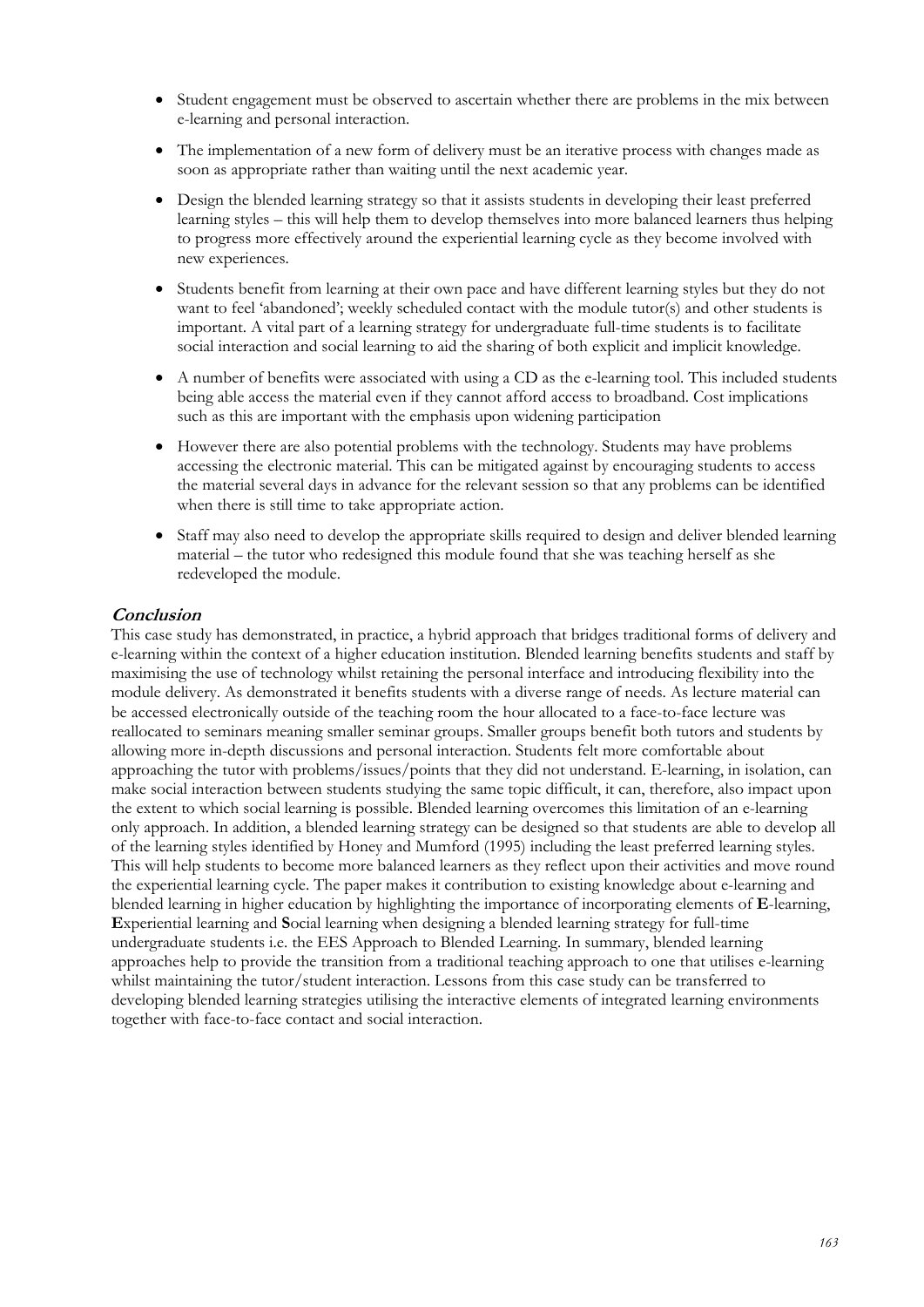- Student engagement must be observed to ascertain whether there are problems in the mix between e-learning and personal interaction.
- The implementation of a new form of delivery must be an iterative process with changes made as soon as appropriate rather than waiting until the next academic year.
- Design the blended learning strategy so that it assists students in developing their least preferred learning styles – this will help them to develop themselves into more balanced learners thus helping to progress more effectively around the experiential learning cycle as they become involved with new experiences.
- Students benefit from learning at their own pace and have different learning styles but they do not want to feel 'abandoned'; weekly scheduled contact with the module tutor(s) and other students is important. A vital part of a learning strategy for undergraduate full-time students is to facilitate social interaction and social learning to aid the sharing of both explicit and implicit knowledge.
- A number of benefits were associated with using a CD as the e-learning tool. This included students being able access the material even if they cannot afford access to broadband. Cost implications such as this are important with the emphasis upon widening participation
- However there are also potential problems with the technology. Students may have problems accessing the electronic material. This can be mitigated against by encouraging students to access the material several days in advance for the relevant session so that any problems can be identified when there is still time to take appropriate action.
- Staff may also need to develop the appropriate skills required to design and deliver blended learning material – the tutor who redesigned this module found that she was teaching herself as she redeveloped the module.

## *Conclusion*

This case study has demonstrated, in practice, a hybrid approach that bridges traditional forms of delivery and e-learning within the context of a higher education institution. Blended learning benefits students and staff by maximising the use of technology whilst retaining the personal interface and introducing flexibility into the module delivery. As demonstrated it benefits students with a diverse range of needs. As lecture material can be accessed electronically outside of the teaching room the hour allocated to a face-to-face lecture was reallocated to seminars meaning smaller seminar groups. Smaller groups benefit both tutors and students by allowing more in-depth discussions and personal interaction. Students felt more comfortable about approaching the tutor with problems/issues/points that they did not understand. E-learning, in isolation, can make social interaction between students studying the same topic difficult, it can, therefore, also impact upon the extent to which social learning is possible. Blended learning overcomes this limitation of an e-learning only approach. In addition, a blended learning strategy can be designed so that students are able to develop all of the learning styles identified by Honey and Mumford (1995) including the least preferred learning styles. This will help students to become more balanced learners as they reflect upon their activities and move round the experiential learning cycle. The paper makes it contribution to existing knowledge about e-learning and blended learning in higher education by highlighting the importance of incorporating elements of **E**-learning, **E**xperiential learning and **S**ocial learning when designing a blended learning strategy for full-time undergraduate students i.e. the EES Approach to Blended Learning. In summary, blended learning approaches help to provide the transition from a traditional teaching approach to one that utilises e-learning whilst maintaining the tutor/student interaction. Lessons from this case study can be transferred to developing blended learning strategies utilising the interactive elements of integrated learning environments together with face-to-face contact and social interaction.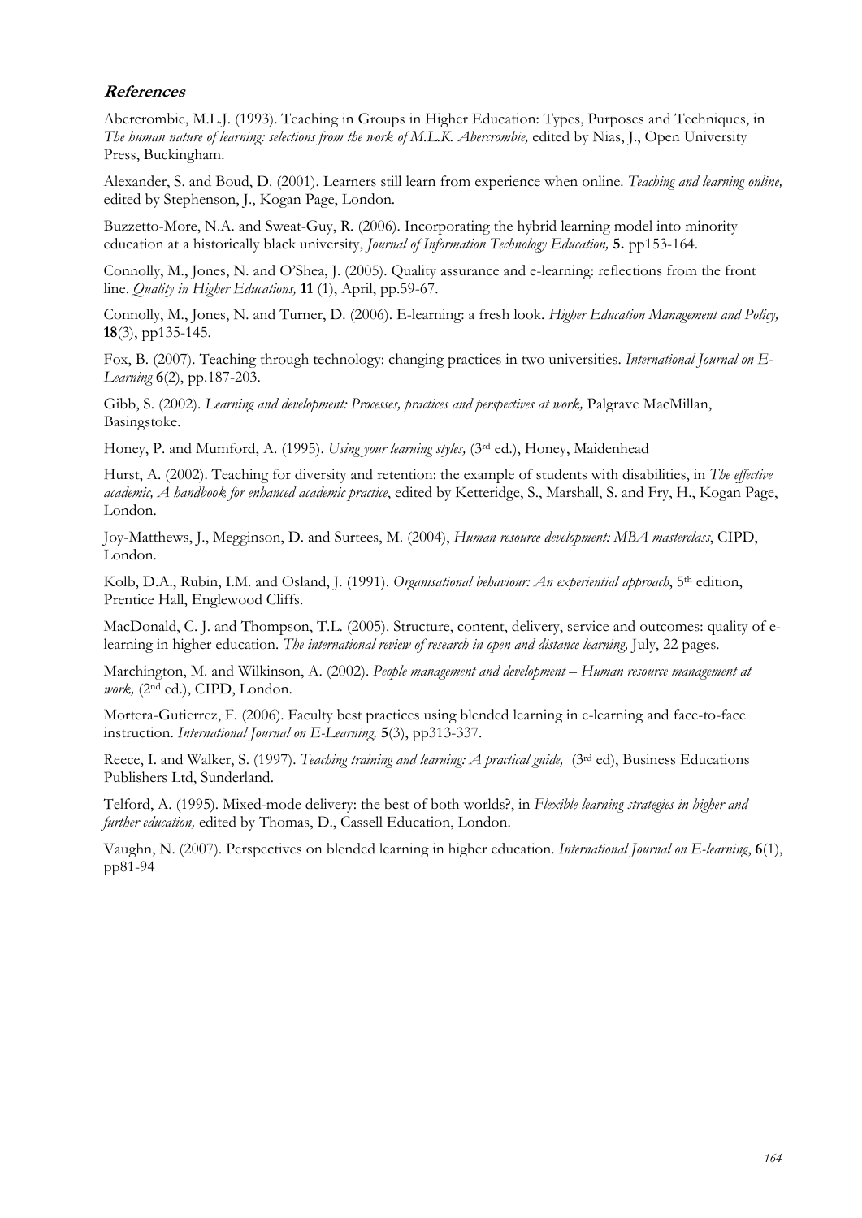## ***References***

Abercrombie, M.L.J. (1993). Teaching in Groups in Higher Education: Types, Purposes and Techniques, in *The human nature of learning: selections from the work of M.L.K. Abercrombie,* edited by Nias, J., Open University Press, Buckingham.

Alexander, S. and Boud, D. (2001). Learners still learn from experience when online. *Teaching and learning online,* edited by Stephenson, J., Kogan Page, London.

Buzzetto-More, N.A. and Sweat-Guy, R. (2006). Incorporating the hybrid learning model into minority education at a historically black university, *Journal of Information Technology Education,* **5.** pp153-164.

Connolly, M., Jones, N. and O'Shea, J. (2005). Quality assurance and e-learning: reflections from the front line. *Quality in Higher Educations,* **11** (1), April, pp.59-67.

Connolly, M., Jones, N. and Turner, D. (2006). E-learning: a fresh look. *Higher Education Management and Policy,* **18**(3), pp135-145.

Fox, B. (2007). Teaching through technology: changing practices in two universities. *International Journal on E-Learning* **6**(2), pp.187-203.

Gibb, S. (2002). *Learning and development: Processes, practices and perspectives at work,* Palgrave MacMillan, Basingstoke.

Honey, P. and Mumford, A. (1995). *Using your learning styles,* (3rd ed.), Honey, Maidenhead

Hurst, A. (2002). Teaching for diversity and retention: the example of students with disabilities, in *The effective academic, A handbook for enhanced academic practice*, edited by Ketteridge, S., Marshall, S. and Fry, H., Kogan Page, London.

Joy-Matthews, J., Megginson, D. and Surtees, M. (2004), *Human resource development: MBA masterclass*, CIPD, London.

Kolb, D.A., Rubin, I.M. and Osland, J. (1991). *Organisational behaviour: An experiential approach*, 5th edition, Prentice Hall, Englewood Cliffs.

MacDonald, C. J. and Thompson, T.L. (2005). Structure, content, delivery, service and outcomes: quality of e-learning in higher education. *The international review of research in open and distance learning,* July, 22 pages.

Marchington, M. and Wilkinson, A. (2002). *People management and development – Human resource management at work,* (2nd ed.), CIPD, London.

Mortera-Gutierrez, F. (2006). Faculty best practices using blended learning in e-learning and face-to-face instruction. *International Journal on E-Learning,* **5**(3), pp313-337.

Reece, I. and Walker, S. (1997). *Teaching training and learning: A practical guide,* (3rd ed), Business Educations Publishers Ltd, Sunderland.

Telford, A. (1995). Mixed-mode delivery: the best of both worlds?, in *Flexible learning strategies in higher and further education,* edited by Thomas, D., Cassell Education, London.

Vaughn, N. (2007). Perspectives on blended learning in higher education. *International Journal on E-learning*, **6**(1), pp81-94